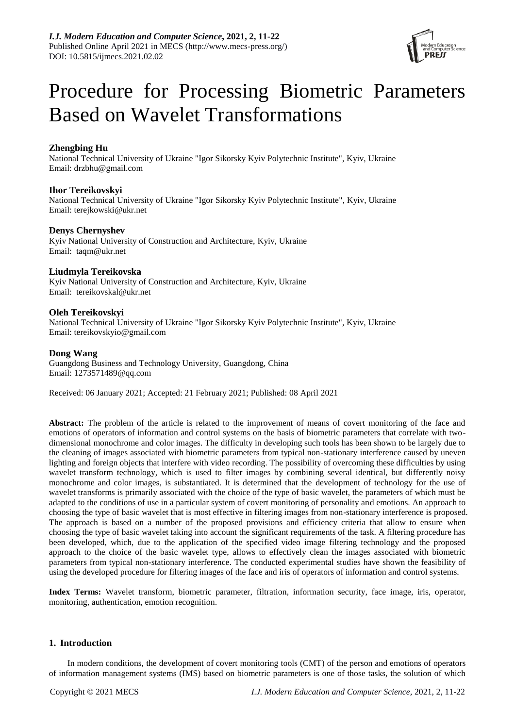# Procedure for Processing Biometric Parameters Based on Wavelet Transformations

**Zhengbing Hu**
National Technical University of Ukraine "Igor Sikorsky Kyiv Polytechnic Institute", Kyiv, Ukraine
Email: drzbhu@gmail.com

**Ihor Tereikovskyi**
National Technical University of Ukraine "Igor Sikorsky Kyiv Polytechnic Institute", Kyiv, Ukraine
Email: terejkowski@ukr.net

**Denys Chernyshev**
Kyiv National University of Construction and Architecture, Kyiv, Ukraine
Email: taqm@ukr.net

**Liudmyla Tereikovska**
Kyiv National University of Construction and Architecture, Kyiv, Ukraine
Email: tereikovskal@ukr.net

**Oleh Tereikovskyi**
National Technical University of Ukraine "Igor Sikorsky Kyiv Polytechnic Institute", Kyiv, Ukraine
Email: tereikovskyio@gmail.com

**Dong Wang**
Guangdong Business and Technology University, Guangdong, China
Email: 1273571489@qq.com

Received: 06 January 2021; Accepted: 21 February 2021; Published: 08 April 2021

**Abstract:** The problem of the article is related to the improvement of means of covert monitoring of the face and emotions of operators of information and control systems on the basis of biometric parameters that correlate with two-dimensional monochrome and color images. The difficulty in developing such tools has been shown to be largely due to the cleaning of images associated with biometric parameters from typical non-stationary interference caused by uneven lighting and foreign objects that interfere with video recording. The possibility of overcoming these difficulties by using wavelet transform technology, which is used to filter images by combining several identical, but differently noisy monochrome and color images, is substantiated. It is determined that the development of technology for the use of wavelet transforms is primarily associated with the choice of the type of basic wavelet, the parameters of which must be adapted to the conditions of use in a particular system of covert monitoring of personality and emotions. An approach to choosing the type of basic wavelet that is most effective in filtering images from non-stationary interference is proposed. The approach is based on a number of the proposed provisions and efficiency criteria that allow to ensure when choosing the type of basic wavelet taking into account the significant requirements of the task. A filtering procedure has been developed, which, due to the application of the specified video image filtering technology and the proposed approach to the choice of the basic wavelet type, allows to effectively clean the images associated with biometric parameters from typical non-stationary interference. The conducted experimental studies have shown the feasibility of using the developed procedure for filtering images of the face and iris of operators of information and control systems.

**Index Terms:** Wavelet transform, biometric parameter, filtration, information security, face image, iris, operator, monitoring, authentication, emotion recognition.

## 1. Introduction

In modern conditions, the development of covert monitoring tools (CMT) of the person and emotions of operators of information management systems (IMS) based on biometric parameters is one of those tasks, the solution of which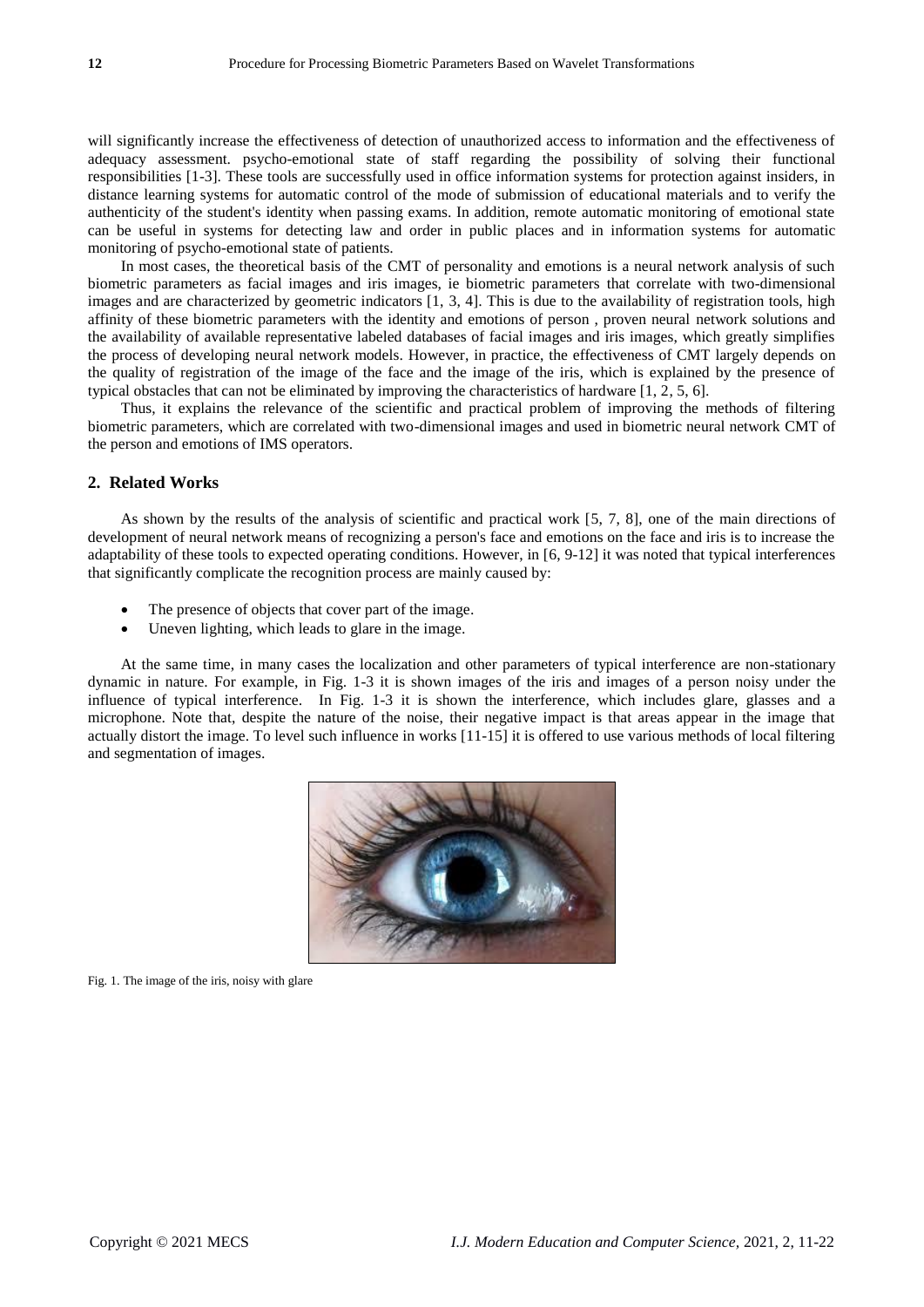will significantly increase the effectiveness of detection of unauthorized access to information and the effectiveness of adequacy assessment. psycho-emotional state of staff regarding the possibility of solving their functional responsibilities [1-3]. These tools are successfully used in office information systems for protection against insiders, in distance learning systems for automatic control of the mode of submission of educational materials and to verify the authenticity of the student's identity when passing exams. In addition, remote automatic monitoring of emotional state can be useful in systems for detecting law and order in public places and in information systems for automatic monitoring of psycho-emotional state of patients.

In most cases, the theoretical basis of the CMT of personality and emotions is a neural network analysis of such biometric parameters as facial images and iris images, ie biometric parameters that correlate with two-dimensional images and are characterized by geometric indicators [1, 3, 4]. This is due to the availability of registration tools, high affinity of these biometric parameters with the identity and emotions of person , proven neural network solutions and the availability of available representative labeled databases of facial images and iris images, which greatly simplifies the process of developing neural network models. However, in practice, the effectiveness of CMT largely depends on the quality of registration of the image of the face and the image of the iris, which is explained by the presence of typical obstacles that can not be eliminated by improving the characteristics of hardware [1, 2, 5, 6].

Thus, it explains the relevance of the scientific and practical problem of improving the methods of filtering biometric parameters, which are correlated with two-dimensional images and used in biometric neural network CMT of the person and emotions of IMS operators.

## 2. Related Works

As shown by the results of the analysis of scientific and practical work [5, 7, 8], one of the main directions of development of neural network means of recognizing a person's face and emotions on the face and iris is to increase the adaptability of these tools to expected operating conditions. However, in [6, 9-12] it was noted that typical interferences that significantly complicate the recognition process are mainly caused by:

- The presence of objects that cover part of the image.
- Uneven lighting, which leads to glare in the image.

At the same time, in many cases the localization and other parameters of typical interference are non-stationary dynamic in nature. For example, in Fig. 1-3 it is shown images of the iris and images of a person noisy under the influence of typical interference. In Fig. 1-3 it is shown the interference, which includes glare, glasses and a microphone. Note that, despite the nature of the noise, their negative impact is that areas appear in the image that actually distort the image. To level such influence in works [11-15] it is offered to use various methods of local filtering and segmentation of images.

Fig. 1. The image of the iris, noisy with glare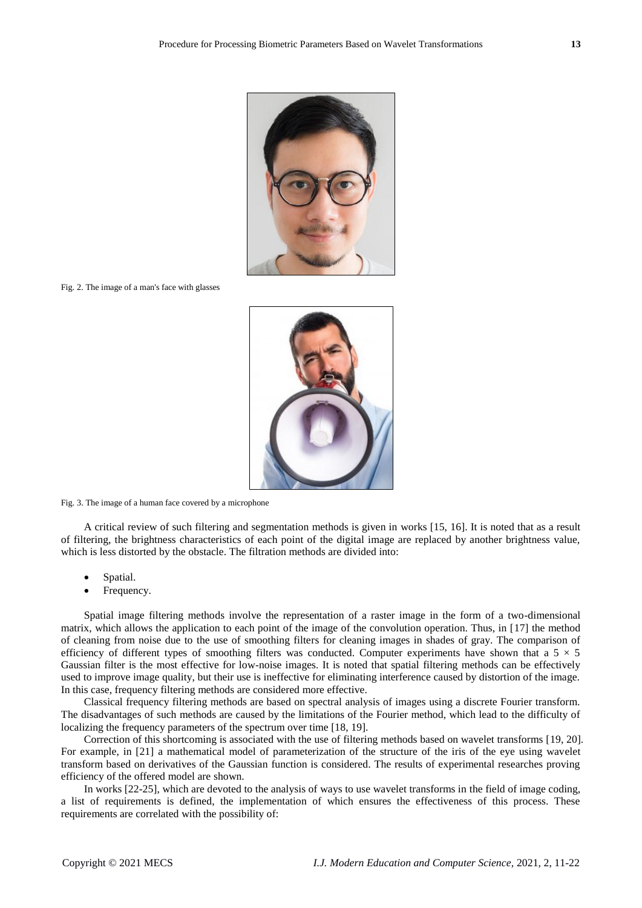Fig. 2. The image of a man's face with glasses

Fig. 3. The image of a human face covered by a microphone

A critical review of such filtering and segmentation methods is given in works [15, 16]. It is noted that as a result of filtering, the brightness characteristics of each point of the digital image are replaced by another brightness value, which is less distorted by the obstacle. The filtration methods are divided into:

- Spatial.
- Frequency.

Spatial image filtering methods involve the representation of a raster image in the form of a two-dimensional matrix, which allows the application to each point of the image of the convolution operation. Thus, in [17] the method of cleaning from noise due to the use of smoothing filters for cleaning images in shades of gray. The comparison of efficiency of different types of smoothing filters was conducted. Computer experiments have shown that a $5 \times 5$ Gaussian filter is the most effective for low-noise images. It is noted that spatial filtering methods can be effectively used to improve image quality, but their use is ineffective for eliminating interference caused by distortion of the image. In this case, frequency filtering methods are considered more effective.

Classical frequency filtering methods are based on spectral analysis of images using a discrete Fourier transform. The disadvantages of such methods are caused by the limitations of the Fourier method, which lead to the difficulty of localizing the frequency parameters of the spectrum over time [18, 19].

Correction of this shortcoming is associated with the use of filtering methods based on wavelet transforms [19, 20]. For example, in [21] a mathematical model of parameterization of the structure of the iris of the eye using wavelet transform based on derivatives of the Gaussian function is considered. The results of experimental researches proving efficiency of the offered model are shown.

In works [22-25], which are devoted to the analysis of ways to use wavelet transforms in the field of image coding, a list of requirements is defined, the implementation of which ensures the effectiveness of this process. These requirements are correlated with the possibility of: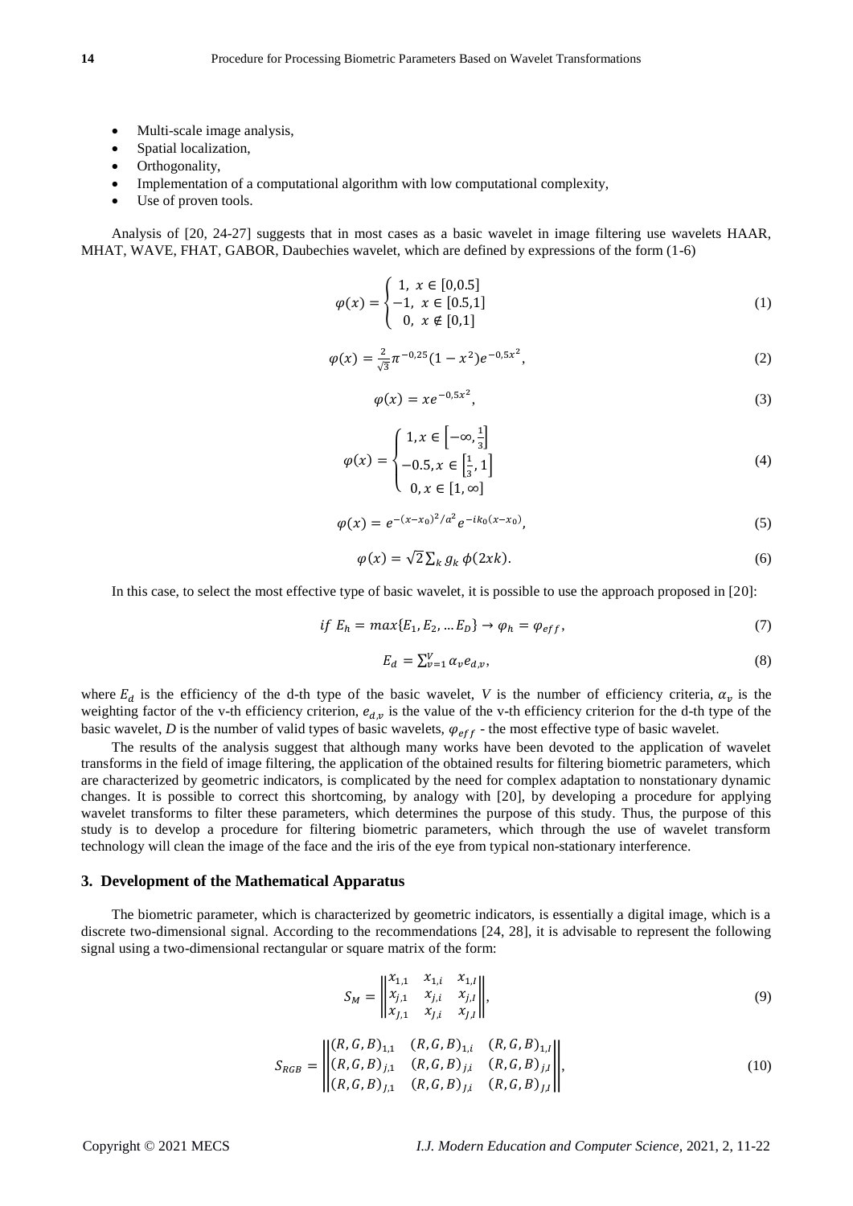- Multi-scale image analysis,
- Spatial localization,
- Orthogonality,
- Implementation of a computational algorithm with low computational complexity,
- Use of proven tools.

Analysis of [20, 24-27] suggests that in most cases as a basic wavelet in image filtering use wavelets HAAR, MHAT, WAVE, FHAT, GABOR, Daubechies wavelet, which are defined by expressions of the form (1-6)

$$\varphi(x) = \begin{cases} 1, & x \in [0{,}0.5] \\ -1, & x \in [0.5{,}1] \\ 0, & x \notin [0{,}1] \end{cases} \tag{1}$$

$$\varphi(x) = \frac{2}{\sqrt{3}}\pi^{-0{,}25}(1-x^2)e^{-0{,}5x^2}, \tag{2}$$

$$\varphi(x) = xe^{-0{,}5x^2}, \tag{3}$$

$$\varphi(x) = \begin{cases} 1, x \in \left[-\infty, \frac{1}{3}\right] \\ -0.5, x \in \left[\frac{1}{3}, 1\right] \\ 0, x \in [1, \infty] \end{cases} \tag{4}$$

$$\varphi(x) = e^{-(x-x_0)^2/a^2}e^{-ik_0(x-x_0)}, \tag{5}$$

$$\varphi(x) = \sqrt{2}\sum_k g_k\, \phi(2xk). \tag{6}$$

In this case, to select the most effective type of basic wavelet, it is possible to use the approach proposed in [20]:

$$if\ E_h = max\{E_1, E_2, \dots E_D\} \rightarrow \varphi_h = \varphi_{eff}, \tag{7}$$

$$E_d = \sum_{v=1}^{V} \alpha_v e_{d,v}, \tag{8}$$

where $E_d$ is the efficiency of the d-th type of the basic wavelet, $V$ is the number of efficiency criteria, $\alpha_v$ is the weighting factor of the v-th efficiency criterion, $e_{d,v}$ is the value of the v-th efficiency criterion for the d-th type of the basic wavelet, $D$ is the number of valid types of basic wavelets, $\varphi_{eff}$ - the most effective type of basic wavelet.

The results of the analysis suggest that although many works have been devoted to the application of wavelet transforms in the field of image filtering, the application of the obtained results for filtering biometric parameters, which are characterized by geometric indicators, is complicated by the need for complex adaptation to nonstationary dynamic changes. It is possible to correct this shortcoming, by analogy with [20], by developing a procedure for applying wavelet transforms to filter these parameters, which determines the purpose of this study. Thus, the purpose of this study is to develop a procedure for filtering biometric parameters, which through the use of wavelet transform technology will clean the image of the face and the iris of the eye from typical non-stationary interference.

## 3. Development of the Mathematical Apparatus

The biometric parameter, which is characterized by geometric indicators, is essentially a digital image, which is a discrete two-dimensional signal. According to the recommendations [24, 28], it is advisable to represent the following signal using a two-dimensional rectangular or square matrix of the form:

$$S_M = \begin{Vmatrix} x_{1,1} & x_{1,i} & x_{1,I} \\ x_{j,1} & x_{j,i} & x_{j,I} \\ x_{J,1} & x_{J,i} & x_{J,I} \end{Vmatrix}, \tag{9}$$

$$S_{RGB} = \begin{Vmatrix} (R,G,B)_{1,1} & (R,G,B)_{1,i} & (R,G,B)_{1,I} \\ (R,G,B)_{j,1} & (R,G,B)_{j,i} & (R,G,B)_{j,I} \\ (R,G,B)_{J,1} & (R,G,B)_{J,i} & (R,G,B)_{J,I} \end{Vmatrix}, \tag{10}$$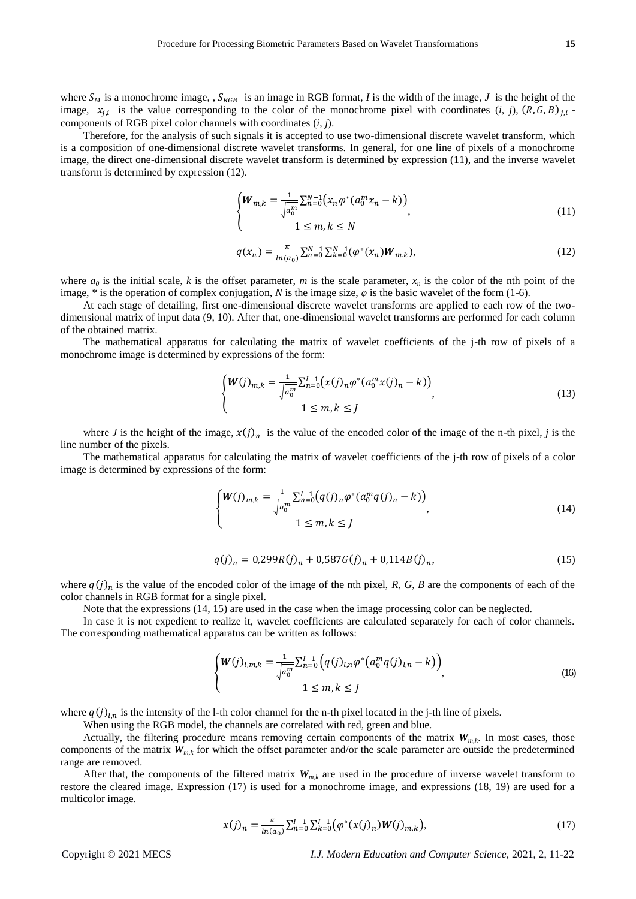where $S_M$ is a monochrome image, , $S_{RGB}$ is an image in RGB format, *I* is the width of the image, *J* is the height of the image, $x_{j,i}$ is the value corresponding to the color of the monochrome pixel with coordinates (*i*, *j*), $(R,G,B)_{j,i}$ - components of RGB pixel color channels with coordinates (*i*, *j*).

Therefore, for the analysis of such signals it is accepted to use two-dimensional discrete wavelet transform, which is a composition of one-dimensional discrete wavelet transforms. In general, for one line of pixels of a monochrome image, the direct one-dimensional discrete wavelet transform is determined by expression (11), and the inverse wavelet transform is determined by expression (12).

$$\begin{cases} \boldsymbol{W}_{m,k} = \frac{1}{\sqrt{a_0^m}} \sum_{n=0}^{N-1} \left( x_n \varphi^* (a_0^m x_n - k) \right) \\ 1 \le m, k \le N \end{cases}, \tag{11}$$

$$q(x_n) = \frac{\pi}{ln(a_0)} \sum_{n=0}^{N-1} \sum_{k=0}^{N-1} (\varphi^*(x_n) \boldsymbol{W}_{m.k}), \tag{12}$$

where $a_0$ is the initial scale, *k* is the offset parameter, *m* is the scale parameter, $x_n$ is the color of the nth point of the image, * is the operation of complex conjugation, *N* is the image size, *φ* is the basic wavelet of the form (1-6).

At each stage of detailing, first one-dimensional discrete wavelet transforms are applied to each row of the two-dimensional matrix of input data (9, 10). After that, one-dimensional wavelet transforms are performed for each column of the obtained matrix.

The mathematical apparatus for calculating the matrix of wavelet coefficients of the j-th row of pixels of a monochrome image is determined by expressions of the form:

$$\begin{cases} \boldsymbol{W}(j)_{m,k} = \frac{1}{\sqrt{a_0^m}} \sum_{n=0}^{I-1} \left( x(j)_n \varphi^* (a_0^m x(j)_n - k) \right) \\ 1 \le m, k \le J \end{cases}, \tag{13}$$

where *J* is the height of the image, $x(j)_n$ is the value of the encoded color of the image of the n-th pixel, *j* is the line number of the pixels.

The mathematical apparatus for calculating the matrix of wavelet coefficients of the j-th row of pixels of a color image is determined by expressions of the form:

$$\begin{cases} \boldsymbol{W}(j)_{m,k} = \frac{1}{\sqrt{a_0^m}} \sum_{n=0}^{I-1} \left( q(j)_n \varphi^* (a_0^m q(j)_n - k) \right) \\ 1 \le m, k \le J \end{cases}, \tag{14}$$

$$q(j)_n = 0{,}299 R(j)_n + 0{,}587 G(j)_n + 0{,}114 B(j)_n, \tag{15}$$

where $q(j)_n$ is the value of the encoded color of the image of the nth pixel, *R*, *G*, *B* are the components of each of the color channels in RGB format for a single pixel.

Note that the expressions (14, 15) are used in the case when the image processing color can be neglected.

In case it is not expedient to realize it, wavelet coefficients are calculated separately for each of color channels. The corresponding mathematical apparatus can be written as follows:

$$\begin{cases} \boldsymbol{W}(j)_{l,m,k} = \frac{1}{\sqrt{a_0^m}} \sum_{n=0}^{I-1} \left( q(j)_{l,n} \varphi^* \left( a_0^m q(j)_{l,n} - k \right) \right) \\ 1 \le m, k \le J \end{cases}, \tag{16}$$

where $q(j)_{l,n}$ is the intensity of the l-th color channel for the n-th pixel located in the j-th line of pixels.

When using the RGB model, the channels are correlated with red, green and blue.

Actually, the filtering procedure means removing certain components of the matrix $\boldsymbol{W}_{m,k}$. In most cases, those components of the matrix $\boldsymbol{W}_{m,k}$ for which the offset parameter and/or the scale parameter are outside the predetermined range are removed.

After that, the components of the filtered matrix $\boldsymbol{W}_{m,k}$ are used in the procedure of inverse wavelet transform to restore the cleared image. Expression (17) is used for a monochrome image, and expressions (18, 19) are used for a multicolor image.

$$x(j)_n = \frac{\pi}{ln(a_0)} \sum_{n=0}^{I-1} \sum_{k=0}^{I-1} \left( \varphi^*(x(j)_n) \boldsymbol{W}(j)_{m,k} \right), \tag{17}$$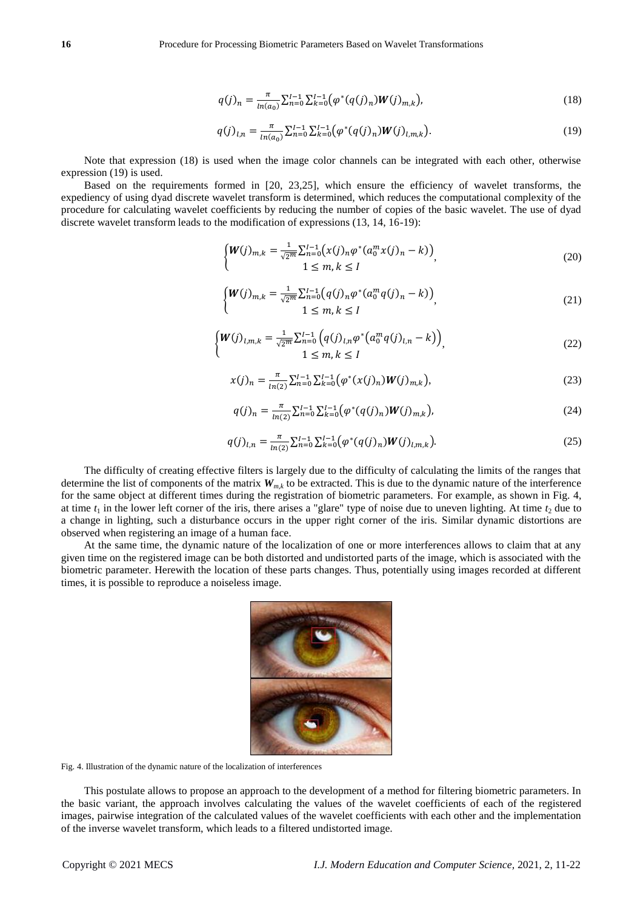$$q(j)_n = \frac{\pi}{ln(a_0)} \sum_{n=0}^{I-1} \sum_{k=0}^{I-1} \left( \varphi^*(q(j)_n) \boldsymbol{W}(j)_{m,k} \right), \tag{18}$$

$$q(j)_{l,n} = \frac{\pi}{ln(a_0)} \sum_{n=0}^{I-1} \sum_{k=0}^{I-1} \left( \varphi^*(q(j)_n) \boldsymbol{W}(j)_{l,m,k} \right). \tag{19}$$

Note that expression (18) is used when the image color channels can be integrated with each other, otherwise expression (19) is used.

Based on the requirements formed in [20, 23,25], which ensure the efficiency of wavelet transforms, the expediency of using dyad discrete wavelet transform is determined, which reduces the computational complexity of the procedure for calculating wavelet coefficients by reducing the number of copies of the basic wavelet. The use of dyad discrete wavelet transform leads to the modification of expressions (13, 14, 16-19):

$$\begin{cases} \boldsymbol{W}(j)_{m,k} = \frac{1}{\sqrt{2^m}} \sum_{n=0}^{I-1} \left( x(j)_n \varphi^*(a_0^m x(j)_n - k) \right) \\ 1 \le m, k \le I \end{cases}, \tag{20}$$

$$\begin{cases} \boldsymbol{W}(j)_{m,k} = \frac{1}{\sqrt{2^m}} \sum_{n=0}^{I-1} \left( q(j)_n \varphi^*(a_0^m q(j)_n - k) \right) \\ 1 \le m, k \le I \end{cases}, \tag{21}$$

$$\begin{cases} \boldsymbol{W}(j)_{l,m,k} = \frac{1}{\sqrt{2^m}} \sum_{n=0}^{I-1} \left( q(j)_{l,n} \varphi^*\left(a_0^m q(j)_{l,n} - k\right) \right) \\ 1 \le m, k \le I \end{cases}, \tag{22}$$

$$x(j)_n = \frac{\pi}{ln(2)} \sum_{n=0}^{I-1} \sum_{k=0}^{I-1} \left( \varphi^*(x(j)_n) \boldsymbol{W}(j)_{m,k} \right), \tag{23}$$

$$q(j)_n = \frac{\pi}{ln(2)} \sum_{n=0}^{I-1} \sum_{k=0}^{I-1} \left( \varphi^*(q(j)_n) \boldsymbol{W}(j)_{m,k} \right), \tag{24}$$

$$q(j)_{l,n} = \frac{\pi}{ln(2)} \sum_{n=0}^{I-1} \sum_{k=0}^{I-1} \left( \varphi^*(q(j)_n) \boldsymbol{W}(j)_{l,m,k} \right). \tag{25}$$

The difficulty of creating effective filters is largely due to the difficulty of calculating the limits of the ranges that determine the list of components of the matrix $\boldsymbol{W}_{m,k}$ to be extracted. This is due to the dynamic nature of the interference for the same object at different times during the registration of biometric parameters. For example, as shown in Fig. 4, at time $t_1$ in the lower left corner of the iris, there arises a "glare" type of noise due to uneven lighting. At time $t_2$ due to a change in lighting, such a disturbance occurs in the upper right corner of the iris. Similar dynamic distortions are observed when registering an image of a human face.

At the same time, the dynamic nature of the localization of one or more interferences allows to claim that at any given time on the registered image can be both distorted and undistorted parts of the image, which is associated with the biometric parameter. Herewith the location of these parts changes. Thus, potentially using images recorded at different times, it is possible to reproduce a noiseless image.

Fig. 4. Illustration of the dynamic nature of the localization of interferences

This postulate allows to propose an approach to the development of a method for filtering biometric parameters. In the basic variant, the approach involves calculating the values of the wavelet coefficients of each of the registered images, pairwise integration of the calculated values of the wavelet coefficients with each other and the implementation of the inverse wavelet transform, which leads to a filtered undistorted image.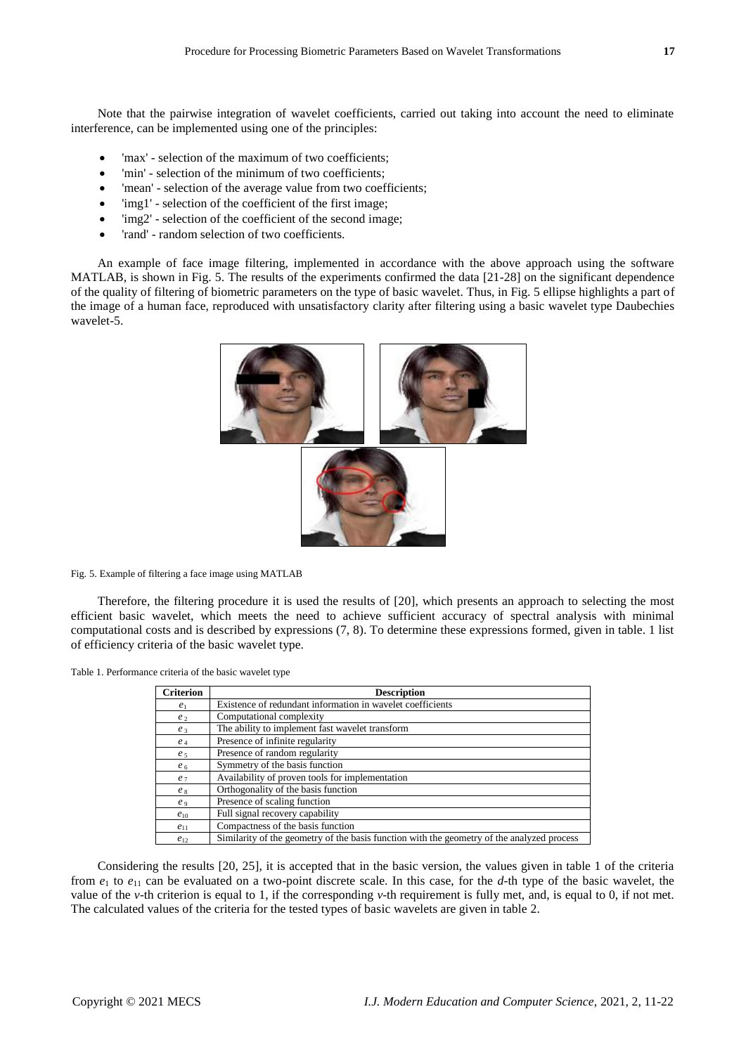Note that the pairwise integration of wavelet coefficients, carried out taking into account the need to eliminate interference, can be implemented using one of the principles:

- 'max' - selection of the maximum of two coefficients;
- 'min' - selection of the minimum of two coefficients;
- 'mean' - selection of the average value from two coefficients;
- 'img1' - selection of the coefficient of the first image;
- 'img2' - selection of the coefficient of the second image;
- 'rand' - random selection of two coefficients.

An example of face image filtering, implemented in accordance with the above approach using the software MATLAB, is shown in Fig. 5. The results of the experiments confirmed the data [21-28] on the significant dependence of the quality of filtering of biometric parameters on the type of basic wavelet. Thus, in Fig. 5 ellipse highlights a part of the image of a human face, reproduced with unsatisfactory clarity after filtering using a basic wavelet type Daubechies wavelet-5.

Fig. 5. Example of filtering a face image using MATLAB

Therefore, the filtering procedure it is used the results of [20], which presents an approach to selecting the most efficient basic wavelet, which meets the need to achieve sufficient accuracy of spectral analysis with minimal computational costs and is described by expressions (7, 8). To determine these expressions formed, given in table. 1 list of efficiency criteria of the basic wavelet type.

Table 1. Performance criteria of the basic wavelet type

| Criterion | Description |
|---|---|
| $e_1$ | Existence of redundant information in wavelet coefficients |
| $e_2$ | Computational complexity |
| $e_3$ | The ability to implement fast wavelet transform |
| $e_4$ | Presence of infinite regularity |
| $e_5$ | Presence of random regularity |
| $e_6$ | Symmetry of the basis function |
| $e_7$ | Availability of proven tools for implementation |
| $e_8$ | Orthogonality of the basis function |
| $e_9$ | Presence of scaling function |
| $e_{10}$ | Full signal recovery capability |
| $e_{11}$ | Compactness of the basis function |
| $e_{12}$ | Similarity of the geometry of the basis function with the geometry of the analyzed process |

Considering the results [20, 25], it is accepted that in the basic version, the values given in table 1 of the criteria from $e_1$ to $e_{11}$ can be evaluated on a two-point discrete scale. In this case, for the $d$-th type of the basic wavelet, the value of the $v$-th criterion is equal to 1, if the corresponding $v$-th requirement is fully met, and, is equal to 0, if not met. The calculated values of the criteria for the tested types of basic wavelets are given in table 2.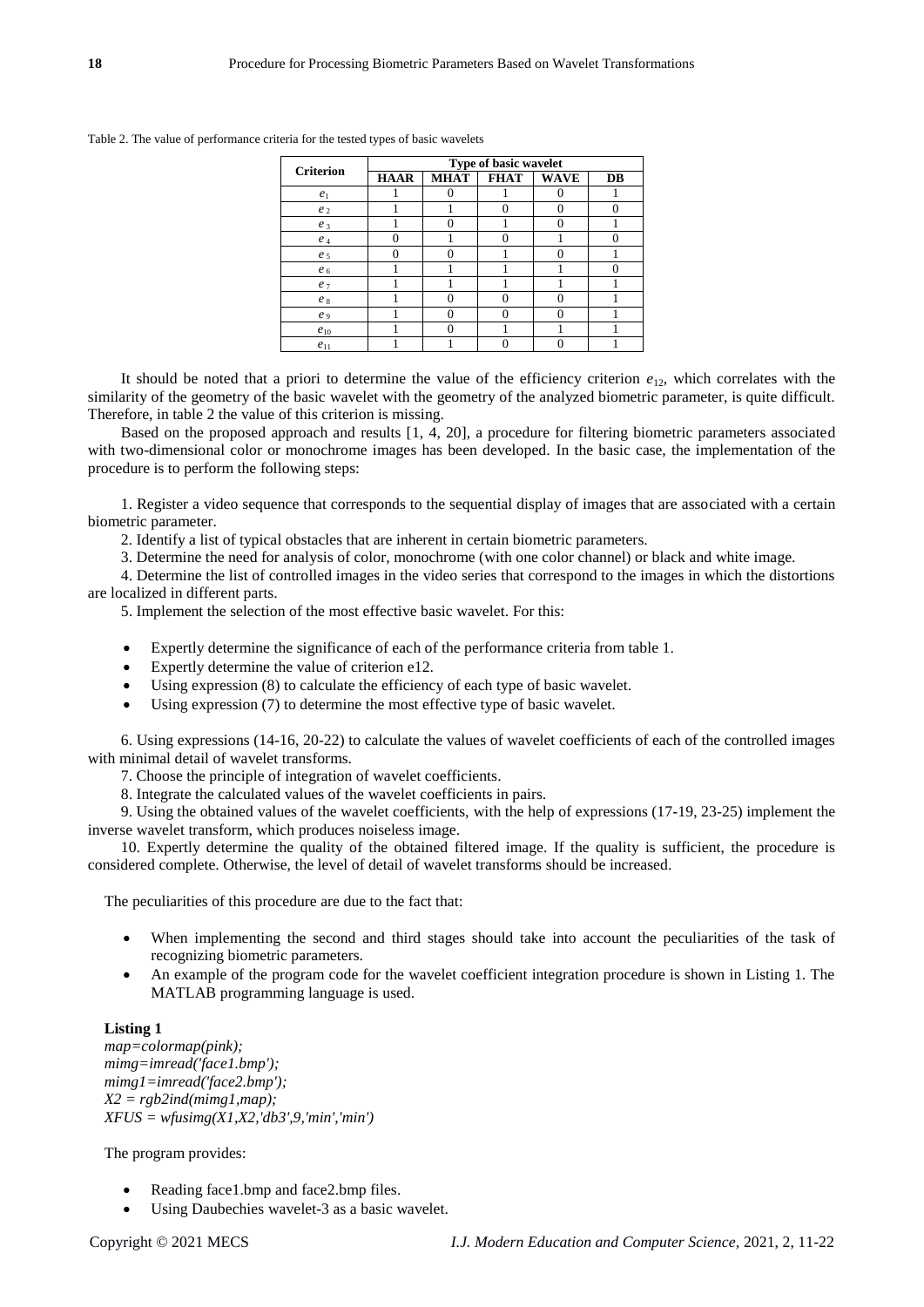Table 2. The value of performance criteria for the tested types of basic wavelets

| Criterion | Type of basic wavelet | | | | |
|---|---|---|---|---|---|
| | HAAR | MHAT | FHAT | WAVE | DB |
| $e_1$ | 1 | 0 | 1 | 0 | 1 |
| $e_2$ | 1 | 1 | 0 | 0 | 0 |
| $e_3$ | 1 | 0 | 1 | 0 | 1 |
| $e_4$ | 0 | 1 | 0 | 1 | 0 |
| $e_5$ | 0 | 0 | 1 | 0 | 1 |
| $e_6$ | 1 | 1 | 1 | 1 | 0 |
| $e_7$ | 1 | 1 | 1 | 1 | 1 |
| $e_8$ | 1 | 0 | 0 | 0 | 1 |
| $e_9$ | 1 | 0 | 0 | 0 | 1 |
| $e_{10}$ | 1 | 0 | 1 | 1 | 1 |
| $e_{11}$ | 1 | 1 | 0 | 0 | 1 |

It should be noted that a priori to determine the value of the efficiency criterion $e_{12}$, which correlates with the similarity of the geometry of the basic wavelet with the geometry of the analyzed biometric parameter, is quite difficult. Therefore, in table 2 the value of this criterion is missing.

Based on the proposed approach and results [1, 4, 20], a procedure for filtering biometric parameters associated with two-dimensional color or monochrome images has been developed. In the basic case, the implementation of the procedure is to perform the following steps:

1. Register a video sequence that corresponds to the sequential display of images that are associated with a certain biometric parameter.
2. Identify a list of typical obstacles that are inherent in certain biometric parameters.
3. Determine the need for analysis of color, monochrome (with one color channel) or black and white image.
4. Determine the list of controlled images in the video series that correspond to the images in which the distortions are localized in different parts.
5. Implement the selection of the most effective basic wavelet. For this:

- Expertly determine the significance of each of the performance criteria from table 1.
- Expertly determine the value of criterion e12.
- Using expression (8) to calculate the efficiency of each type of basic wavelet.
- Using expression (7) to determine the most effective type of basic wavelet.

6. Using expressions (14-16, 20-22) to calculate the values of wavelet coefficients of each of the controlled images with minimal detail of wavelet transforms.
7. Choose the principle of integration of wavelet coefficients.
8. Integrate the calculated values of the wavelet coefficients in pairs.
9. Using the obtained values of the wavelet coefficients, with the help of expressions (17-19, 23-25) implement the inverse wavelet transform, which produces noiseless image.
10. Expertly determine the quality of the obtained filtered image. If the quality is sufficient, the procedure is considered complete. Otherwise, the level of detail of wavelet transforms should be increased.

The peculiarities of this procedure are due to the fact that:

- When implementing the second and third stages should take into account the peculiarities of the task of recognizing biometric parameters.
- An example of the program code for the wavelet coefficient integration procedure is shown in Listing 1. The MATLAB programming language is used.

**Listing 1**

```
map=colormap(pink);
mimg=imread('face1.bmp');
mimg1=imread('face2.bmp');
X2 = rgb2ind(mimg1,map);
XFUS = wfusimg(X1,X2,'db3',9,'min','min')
```

The program provides:

- Reading face1.bmp and face2.bmp files.
- Using Daubechies wavelet-3 as a basic wavelet.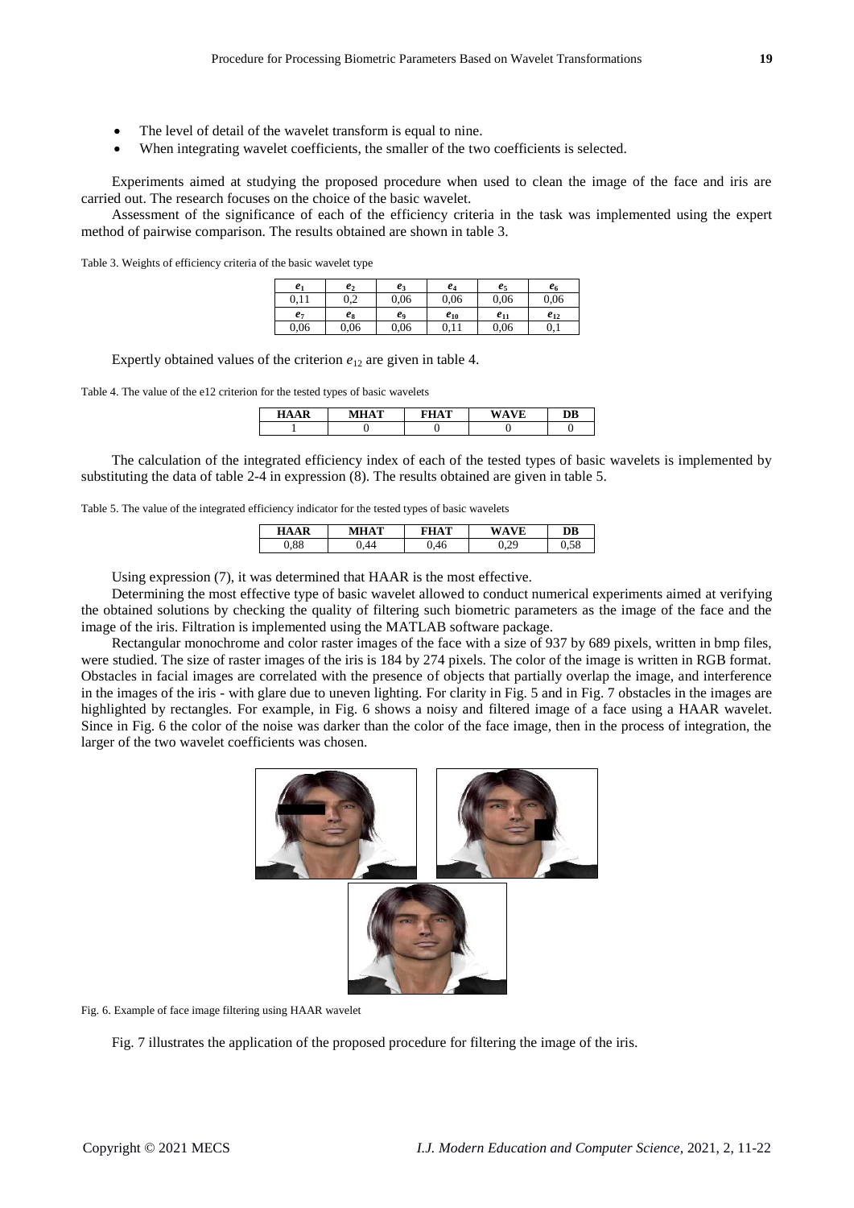- The level of detail of the wavelet transform is equal to nine.
- When integrating wavelet coefficients, the smaller of the two coefficients is selected.

Experiments aimed at studying the proposed procedure when used to clean the image of the face and iris are carried out. The research focuses on the choice of the basic wavelet.

Assessment of the significance of each of the efficiency criteria in the task was implemented using the expert method of pairwise comparison. The results obtained are shown in table 3.

Table 3. Weights of efficiency criteria of the basic wavelet type

| $e_1$ | $e_2$ | $e_3$ | $e_4$ | $e_5$ | $e_6$ |
|---|---|---|---|---|---|
| 0,11 | 0,2 | 0,06 | 0,06 | 0,06 | 0,06 |
| $e_7$ | $e_8$ | $e_9$ | $e_{10}$ | $e_{11}$ | $e_{12}$ |
| 0,06 | 0,06 | 0,06 | 0,11 | 0,06 | 0,1 |

Expertly obtained values of the criterion $e_{12}$ are given in table 4.

Table 4. The value of the e12 criterion for the tested types of basic wavelets

| HAAR | MHAT | FHAT | WAVE | DB |
|---|---|---|---|---|
| 1 | 0 | 0 | 0 | 0 |

The calculation of the integrated efficiency index of each of the tested types of basic wavelets is implemented by substituting the data of table 2-4 in expression (8). The results obtained are given in table 5.

Table 5. The value of the integrated efficiency indicator for the tested types of basic wavelets

| HAAR | MHAT | FHAT | WAVE | DB |
|---|---|---|---|---|
| 0,88 | 0,44 | 0,46 | 0,29 | 0,58 |

Using expression (7), it was determined that HAAR is the most effective.

Determining the most effective type of basic wavelet allowed to conduct numerical experiments aimed at verifying the obtained solutions by checking the quality of filtering such biometric parameters as the image of the face and the image of the iris. Filtration is implemented using the MATLAB software package.

Rectangular monochrome and color raster images of the face with a size of 937 by 689 pixels, written in bmp files, were studied. The size of raster images of the iris is 184 by 274 pixels. The color of the image is written in RGB format. Obstacles in facial images are correlated with the presence of objects that partially overlap the image, and interference in the images of the iris - with glare due to uneven lighting. For clarity in Fig. 5 and in Fig. 7 obstacles in the images are highlighted by rectangles. For example, in Fig. 6 shows a noisy and filtered image of a face using a HAAR wavelet. Since in Fig. 6 the color of the noise was darker than the color of the face image, then in the process of integration, the larger of the two wavelet coefficients was chosen.

Fig. 6. Example of face image filtering using HAAR wavelet

Fig. 7 illustrates the application of the proposed procedure for filtering the image of the iris.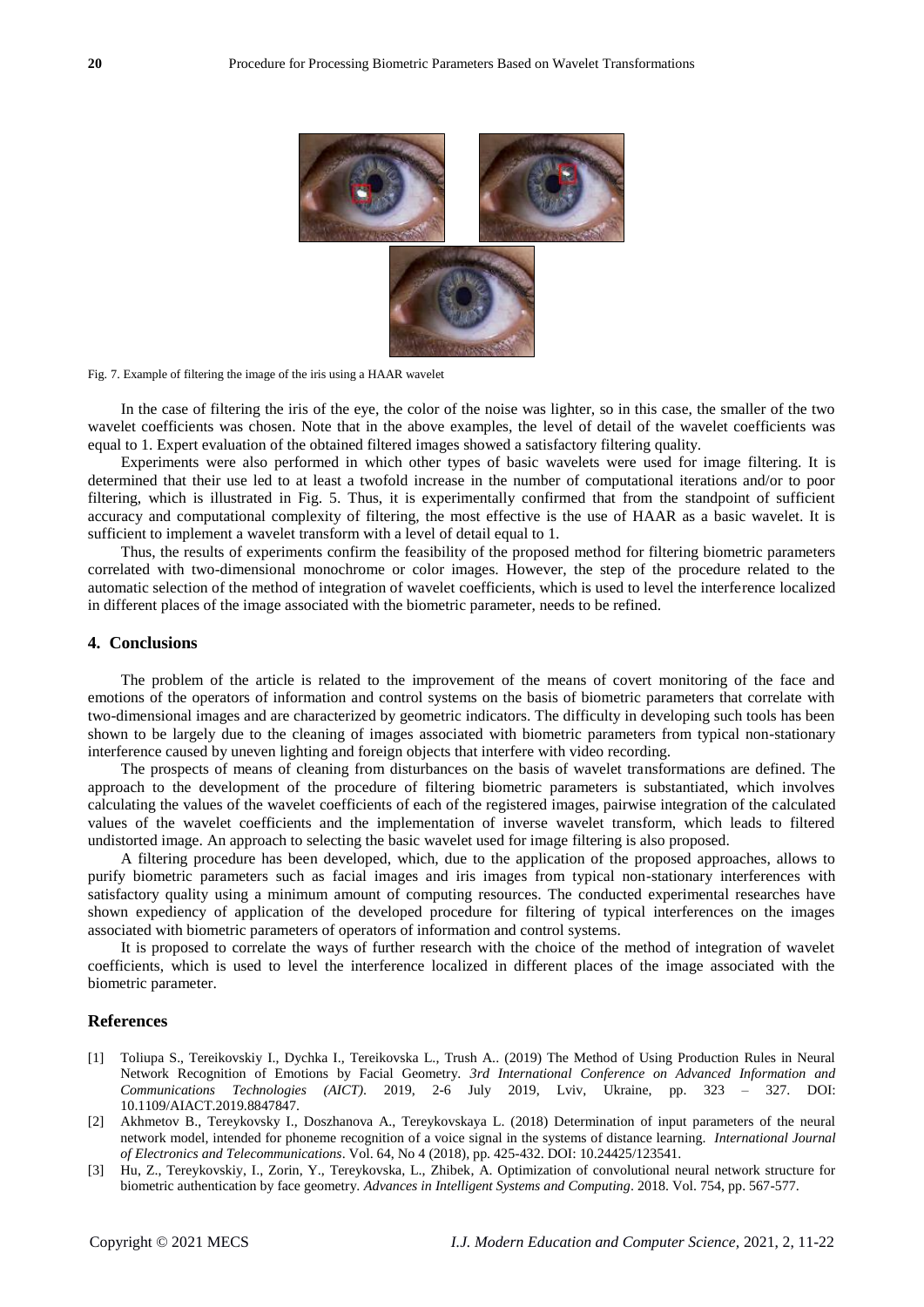Fig. 7. Example of filtering the image of the iris using a HAAR wavelet

In the case of filtering the iris of the eye, the color of the noise was lighter, so in this case, the smaller of the two wavelet coefficients was chosen. Note that in the above examples, the level of detail of the wavelet coefficients was equal to 1. Expert evaluation of the obtained filtered images showed a satisfactory filtering quality.

Experiments were also performed in which other types of basic wavelets were used for image filtering. It is determined that their use led to at least a twofold increase in the number of computational iterations and/or to poor filtering, which is illustrated in Fig. 5. Thus, it is experimentally confirmed that from the standpoint of sufficient accuracy and computational complexity of filtering, the most effective is the use of HAAR as a basic wavelet. It is sufficient to implement a wavelet transform with a level of detail equal to 1.

Thus, the results of experiments confirm the feasibility of the proposed method for filtering biometric parameters correlated with two-dimensional monochrome or color images. However, the step of the procedure related to the automatic selection of the method of integration of wavelet coefficients, which is used to level the interference localized in different places of the image associated with the biometric parameter, needs to be refined.

## 4. Conclusions

The problem of the article is related to the improvement of the means of covert monitoring of the face and emotions of the operators of information and control systems on the basis of biometric parameters that correlate with two-dimensional images and are characterized by geometric indicators. The difficulty in developing such tools has been shown to be largely due to the cleaning of images associated with biometric parameters from typical non-stationary interference caused by uneven lighting and foreign objects that interfere with video recording.

The prospects of means of cleaning from disturbances on the basis of wavelet transformations are defined. The approach to the development of the procedure of filtering biometric parameters is substantiated, which involves calculating the values of the wavelet coefficients of each of the registered images, pairwise integration of the calculated values of the wavelet coefficients and the implementation of inverse wavelet transform, which leads to filtered undistorted image. An approach to selecting the basic wavelet used for image filtering is also proposed.

A filtering procedure has been developed, which, due to the application of the proposed approaches, allows to purify biometric parameters such as facial images and iris images from typical non-stationary interferences with satisfactory quality using a minimum amount of computing resources. The conducted experimental researches have shown expediency of application of the developed procedure for filtering of typical interferences on the images associated with biometric parameters of operators of information and control systems.

It is proposed to correlate the ways of further research with the choice of the method of integration of wavelet coefficients, which is used to level the interference localized in different places of the image associated with the biometric parameter.

## References

[1] Toliupa S., Tereikovskiy I., Dychka I., Tereikovska L., Trush A.. (2019) The Method of Using Production Rules in Neural Network Recognition of Emotions by Facial Geometry. *3rd International Conference on Advanced Information and Communications Technologies (AICT)*. 2019, 2-6 July 2019, Lviv, Ukraine, pp. 323 – 327. DOI: 10.1109/AIACT.2019.8847847.

[2] Akhmetov B., Tereykovsky I., Doszhanova A., Tereykovskaya L. (2018) Determination of input parameters of the neural network model, intended for phoneme recognition of a voice signal in the systems of distance learning. *International Journal of Electronics and Telecommunications*. Vol. 64, No 4 (2018), pp. 425-432. DOI: 10.24425/123541.

[3] Hu, Z., Tereykovskiy, I., Zorin, Y., Tereykovska, L., Zhibek, A. Optimization of convolutional neural network structure for biometric authentication by face geometry. *Advances in Intelligent Systems and Computing*. 2018. Vol. 754, pp. 567-577.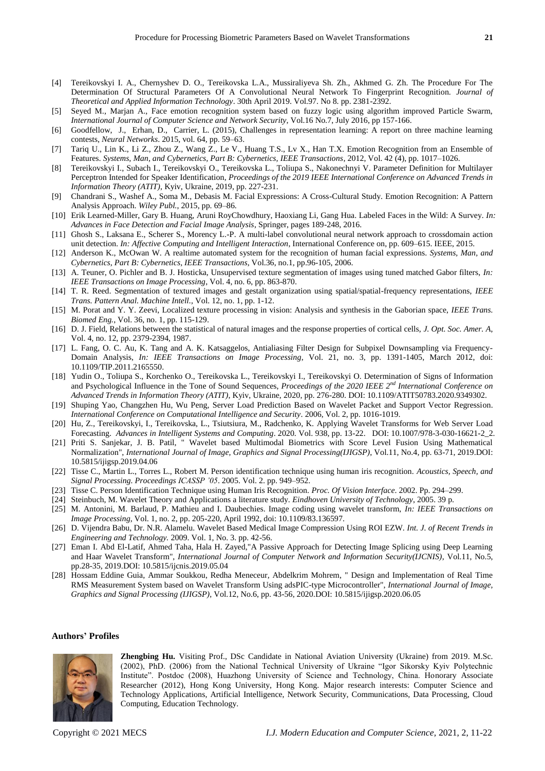[4] Tereikovskyi I. A., Chernyshev D. O., Tereikovska L.A., Mussiraliyeva Sh. Zh., Akhmed G. Zh. The Procedure For The Determination Of Structural Parameters Of A Convolutional Neural Network To Fingerprint Recognition. *Journal of Theoretical and Applied Information Technology*. 30th April 2019. Vol.97. No 8. pp. 2381-2392.

[5] Seyed M., Marjan A., Face emotion recognition system based on fuzzy logic using algorithm improved Particle Swarm, *International Journal of Computer Science and Network Security*, Vol.16 No.7, July 2016, pp 157-166.

[6] Goodfellow, J., Erhan, D., Carrier, L. (2015), Challenges in representation learning: A report on three machine learning contests, *Neural Networks*. 2015, vol. 64, pp. 59–63.

[7] Tariq U., Lin K., Li Z., Zhou Z., Wang Z., Le V., Huang T.S., Lv X., Han T.X. Emotion Recognition from an Ensemble of Features. *Systems, Man, and Cybernetics, Part B: Cybernetics, IEEE Transactions*, 2012, Vol. 42 (4), pp. 1017–1026.

[8] Tereikovskyi I., Subach I., Tereikovskyi O., Tereikovska L., Toliupa S., Nakonechnyi V. Parameter Definition for Multilayer Perceptron Intended for Speaker Identification, *Proceedings of the 2019 IEEE International Conference on Advanced Trends in Information Theory (ATIT)*, Kyiv, Ukraine, 2019, pp. 227-231.

[9] Chandrani S., Washef A., Soma M., Debasis M. Facial Expressions: A Cross-Cultural Study. Emotion Recognition: A Pattern Analysis Approach. *Wiley Publ.*, 2015, pp. 69–86.

[10] Erik Learned-Miller, Gary B. Huang, Aruni RoyChowdhury, Haoxiang Li, Gang Hua. Labeled Faces in the Wild: A Survey. *In: Advances in Face Detection and Facial Image Analysis*, Springer, pages 189-248, 2016.

[11] Ghosh S., Laksana E., Scherer S., Morency L.-P. A multi-label convolutional neural network approach to crossdomain action unit detection. *In: Affective Computing and Intelligent Interaction*, International Conference on, pp. 609–615. IEEE, 2015.

[12] Anderson K., McOwan W. A realtime automated system for the recognition of human facial expressions. *Systems, Man, and Cybernetics, Part B: Cybernetics, IEEE Transactions*, Vol.36, no.1, pp.96-105, 2006.

[13] A. Teuner, O. Pichler and B. J. Hosticka, Unsupervised texture segmentation of images using tuned matched Gabor filters, *In: IEEE Transactions on Image Processing*, Vol. 4, no. 6, pp. 863-870.

[14] T. R. Reed. Segmentation of textured images and gestalt organization using spatial/spatial-frequency representations, *IEEE Trans. Pattern Anal. Machine Intell.*, Vol. 12, no. 1, pp. 1-12.

[15] M. Porat and Y. Y. Zeevi, Localized texture processing in vision: Analysis and synthesis in the Gaborian space, *IEEE Trans. Biomed Eng.*, Vol. 36, no. 1, pp. 115-129.

[16] D. J. Field, Relations between the statistical of natural images and the response properties of cortical cells, *J. Opt. Soc. Amer. A*, Vol. 4, no. 12, pp. 2379-2394, 1987.

[17] L. Fang, O. C. Au, K. Tang and A. K. Katsaggelos, Antialiasing Filter Design for Subpixel Downsampling via Frequency-Domain Analysis, *In: IEEE Transactions on Image Processing*, Vol. 21, no. 3, pp. 1391-1405, March 2012, doi: 10.1109/TIP.2011.2165550.

[18] Yudin O., Toliupa S., Korchenko O., Tereikovska L., Tereikovskyi I., Tereikovskyi O. Determination of Signs of Information and Psychological Influence in the Tone of Sound Sequences, *Proceedings of the 2020 IEEE 2nd International Conference on Advanced Trends in Information Theory (ATIT)*, Kyiv, Ukraine, 2020, pp. 276-280. DOI: 10.1109/ATIT50783.2020.9349302.

[19] Shuping Yao, Changzhen Hu, Wu Peng, Server Load Prediction Based on Wavelet Packet and Support Vector Regression. *International Conference on Computational Intelligence and Security*. 2006, Vol. 2, pp. 1016-1019.

[20] Hu, Z., Tereikovskyi, I., Tereikovska, L., Tsiutsiura, M., Radchenko, K. Applying Wavelet Transforms for Web Server Load Forecasting. *Advances in Intelligent Systems and Computing*. 2020. Vol. 938, pp. 13-22. DOI: 10.1007/978-3-030-16621-2_2.

[21] Priti S. Sanjekar, J. B. Patil, " Wavelet based Multimodal Biometrics with Score Level Fusion Using Mathematical Normalization", *International Journal of Image, Graphics and Signal Processing(IJIGSP)*, Vol.11, No.4, pp. 63-71, 2019.DOI: 10.5815/ijigsp.2019.04.06

[22] Tisse C., Martin L., Torres L., Robert M. Person identification technique using human iris recognition. *Acoustics, Speech, and Signal Processing. Proceedings ICASSP '05*. 2005. Vol. 2. pp. 949–952.

[23] Tisse C. Person Identification Technique using Human Iris Recognition. *Proc. Of Vision Interface*. 2002. Pp. 294–299.

[24] Steinbuch, M. Wavelet Theory and Applications a literature study. *Eindhoven University of Technology*, 2005. 39 p.

[25] M. Antonini, M. Barlaud, P. Mathieu and I. Daubechies. Image coding using wavelet transform, *In: IEEE Transactions on Image Processing*, Vol. 1, no. 2, pp. 205-220, April 1992, doi: 10.1109/83.136597.

[26] D. Vijendra Babu, Dr. N.R. Alamelu. Wavelet Based Medical Image Compression Using ROI EZW. *Int. J. of Recent Trends in Engineering and Technology.* 2009. Vol. 1, No. 3. pp. 42-56.

[27] Eman I. Abd El-Latif, Ahmed Taha, Hala H. Zayed,"A Passive Approach for Detecting Image Splicing using Deep Learning and Haar Wavelet Transform", *International Journal of Computer Network and Information Security(IJCNIS)*, Vol.11, No.5, pp.28-35, 2019.DOI: 10.5815/ijcnis.2019.05.04

[28] Hossam Eddine Guia, Ammar Soukkou, Redha Meneceur, Abdelkrim Mohrem, " Design and Implementation of Real Time RMS Measurement System based on Wavelet Transform Using adsPIC-type Microcontroller", *International Journal of Image, Graphics and Signal Processing (IJIGSP)*, Vol.12, No.6, pp. 43-56, 2020.DOI: 10.5815/ijigsp.2020.06.05

## Authors' Profiles

**Zhengbing Hu.** Visiting Prof., DSc Candidate in National Aviation University (Ukraine) from 2019. M.Sc. (2002), PhD. (2006) from the National Technical University of Ukraine "Igor Sikorsky Kyiv Polytechnic Institute". Postdoc (2008), Huazhong University of Science and Technology, China. Honorary Associate Researcher (2012), Hong Kong University, Hong Kong. Major research interests: Computer Science and Technology Applications, Artificial Intelligence, Network Security, Communications, Data Processing, Cloud Computing, Education Technology.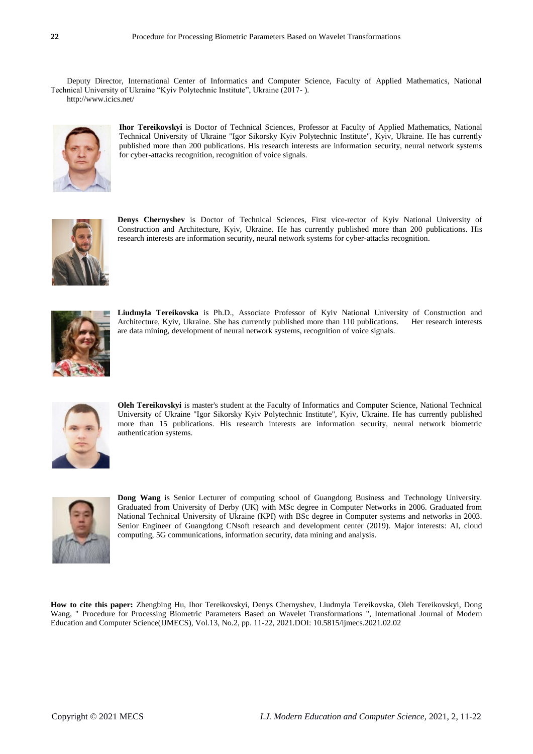Deputy Director, International Center of Informatics and Computer Science, Faculty of Applied Mathematics, National Technical University of Ukraine "Kyiv Polytechnic Institute", Ukraine (2017- ).
http://www.icics.net/

**Ihor Tereikovskyi** is Doctor of Technical Sciences, Professor at Faculty of Applied Mathematics, National Technical University of Ukraine "Igor Sikorsky Kyiv Polytechnic Institute", Kyiv, Ukraine. He has currently published more than 200 publications. His research interests are information security, neural network systems for cyber-attacks recognition, recognition of voice signals.

**Denys Chernyshev** is Doctor of Technical Sciences, First vice-rector of Kyiv National University of Construction and Architecture, Kyiv, Ukraine. He has currently published more than 200 publications. His research interests are information security, neural network systems for cyber-attacks recognition.

**Liudmyla Tereikovska** is Ph.D., Associate Professor of Kyiv National University of Construction and Architecture, Kyiv, Ukraine. She has currently published more than 110 publications. Her research interests are data mining, development of neural network systems, recognition of voice signals.

**Oleh Tereikovskyi** is master's student at the Faculty of Informatics and Computer Science, National Technical University of Ukraine "Igor Sikorsky Kyiv Polytechnic Institute", Kyiv, Ukraine. He has currently published more than 15 publications. His research interests are information security, neural network biometric authentication systems.

**Dong Wang** is Senior Lecturer of computing school of Guangdong Business and Technology University. Graduated from University of Derby (UK) with MSc degree in Computer Networks in 2006. Graduated from National Technical University of Ukraine (KPI) with BSc degree in Computer systems and networks in 2003. Senior Engineer of Guangdong CNsoft research and development center (2019). Major interests: AI, cloud computing, 5G communications, information security, data mining and analysis.

**How to cite this paper:** Zhengbing Hu, Ihor Tereikovskyi, Denys Chernyshev, Liudmyla Tereikovska, Oleh Tereikovskyi, Dong Wang, " Procedure for Processing Biometric Parameters Based on Wavelet Transformations ", International Journal of Modern Education and Computer Science(IJMECS), Vol.13, No.2, pp. 11-22, 2021.DOI: 10.5815/ijmecs.2021.02.02